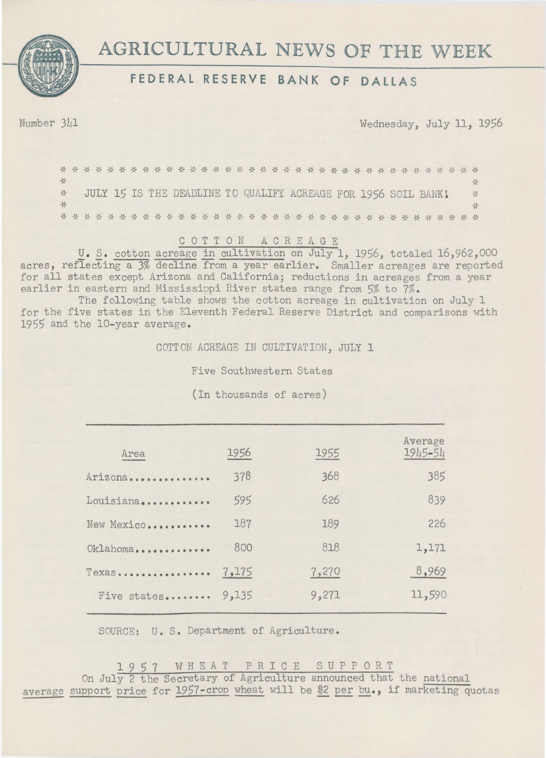# AGRICULTURAL NEWS OF THE WEEK

## FEDERAL RESERVE BANK OF DALLAS

Number 341 | Wednesday, July 11, 1956

**JULY 15 IS THE DEADLINE TO QUALIFY ACREAGE FOR 1956 SOIL BANK!**

### COTTON ACREAGE

U. S. cotton acreage in cultivation on July 1, 1956, totaled 16,962,000 acres, reflecting a 3% decline from a year earlier. Smaller acreages are reported for all states except Arizona and California; reductions in acreages from a year earlier in eastern and Mississippi River states range from 5% to 7%.

The following table shows the cotton acreage in cultivation on July 1 for the five states in the Eleventh Federal Reserve District and comparisons with 1955 and the 10-year average.

COTTON ACREAGE IN CULTIVATION, JULY 1

Five Southwestern States

(In thousands of acres)

| Area | 1956 | 1955 | Average 1945-54 |
|---|---|---|---|
| Arizona | 378 | 368 | 385 |
| Louisiana | 595 | 626 | 839 |
| New Mexico | 187 | 189 | 226 |
| Oklahoma | 800 | 818 | 1,171 |
| Texas | 7,175 | 7,270 | 8,969 |
| Five states | 9,135 | 9,271 | 11,590 |

SOURCE: U. S. Department of Agriculture.

### 1957 WHEAT PRICE SUPPORT

On July 2 the Secretary of Agriculture announced that the national average support price for 1957-crop wheat will be $2 per bu., if marketing quotas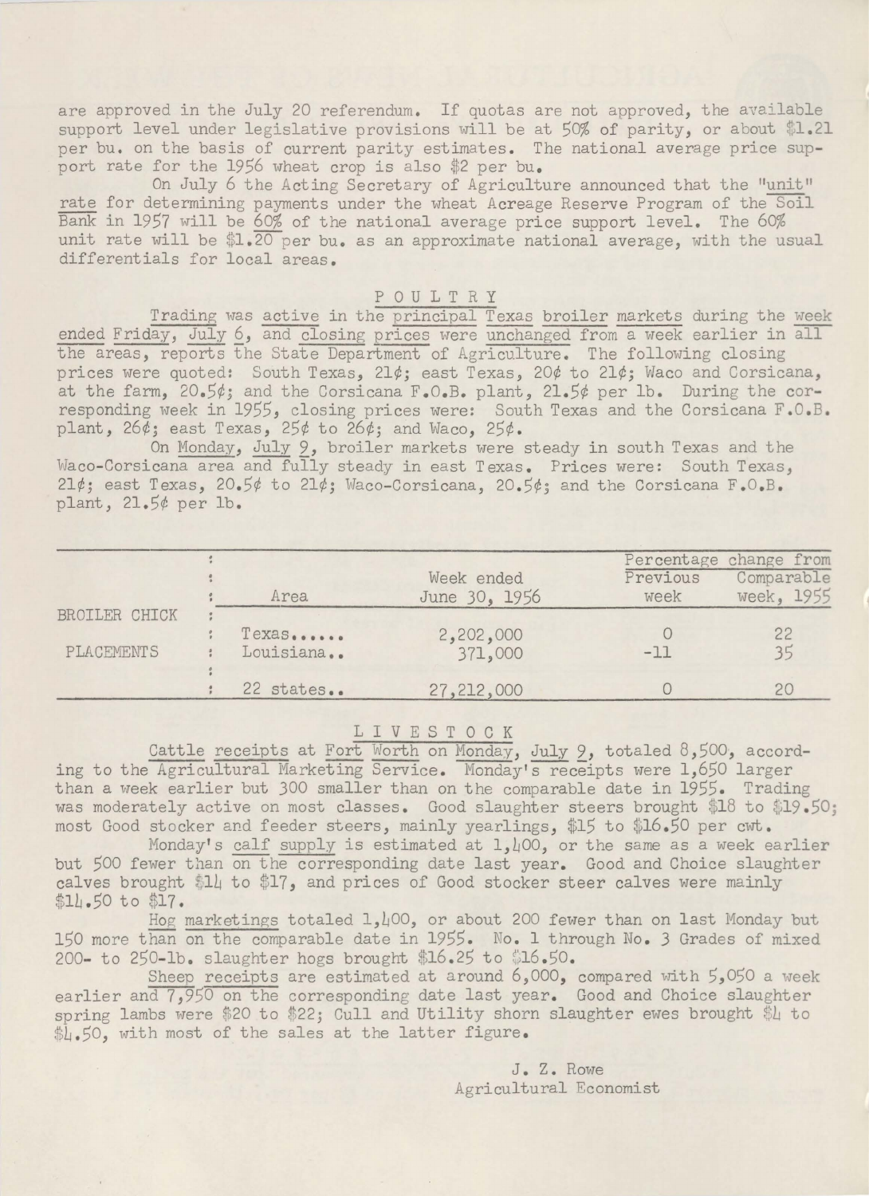are approved in the July 20 referendum. If quotas are not approved, the available support level under legislative provisions will be at 50% of parity, or about $1.21 per bu. on the basis of current parity estimates. The national average price support rate for the 1956 wheat crop is also $2 per bu.

On July 6 the Acting Secretary of Agriculture announced that the "unit" rate for determining payments under the wheat Acreage Reserve Program of the Soil Bank in 1957 will be 60% of the national average price support level. The 60% unit rate will be $1.20 per bu. as an approximate national average, with the usual differentials for local areas.

## POULTRY

Trading was active in the principal Texas broiler markets during the week ended Friday, July 6, and closing prices were unchanged from a week earlier in all the areas, reports the State Department of Agriculture. The following closing prices were quoted: South Texas, 21¢; east Texas, 20¢ to 21¢; Waco and Corsicana, at the farm, 20.5¢; and the Corsicana F.O.B. plant, 21.5¢ per lb. During the corresponding week in 1955, closing prices were: South Texas and the Corsicana F.O.B. plant, 26¢; east Texas, 25¢ to 26¢; and Waco, 25¢.

On Monday, July 9, broiler markets were steady in south Texas and the Waco-Corsicana area and fully steady in east Texas. Prices were: South Texas, 21¢; east Texas, 20.5¢ to 21¢; Waco-Corsicana, 20.5¢; and the Corsicana F.O.B. plant, 21.5¢ per lb.

| | Area | Week ended June 30, 1956 | Percentage change from Previous week | Comparable week, 1955 |
|---|---|---|---|---|
| BROILER CHICK PLACEMENTS | Texas...... | 2,202,000 | 0 | 22 |
| | Louisiana.. | 371,000 | -11 | 35 |
| | 22 states.. | 27,212,000 | 0 | 20 |

## LIVESTOCK

Cattle receipts at Fort Worth on Monday, July 9, totaled 8,500, according to the Agricultural Marketing Service. Monday's receipts were 1,650 larger than a week earlier but 300 smaller than on the comparable date in 1955. Trading was moderately active on most classes. Good slaughter steers brought $18 to $19.50; most Good stocker and feeder steers, mainly yearlings, $15 to $16.50 per cwt.

Monday's calf supply is estimated at 1,400, or the same as a week earlier but 500 fewer than on the corresponding date last year. Good and Choice slaughter calves brought $14 to $17, and prices of Good stocker steer calves were mainly $14.50 to $17.

Hog marketings totaled 1,400, or about 200 fewer than on last Monday but 150 more than on the comparable date in 1955. No. 1 through No. 3 Grades of mixed 200- to 250-lb. slaughter hogs brought $16.25 to $16.50.

Sheep receipts are estimated at around 6,000, compared with 5,050 a week earlier and 7,950 on the corresponding date last year. Good and Choice slaughter spring lambs were $20 to $22; Cull and Utility shorn slaughter ewes brought $4 to $4.50, with most of the sales at the latter figure.

J. Z. Rowe
Agricultural Economist